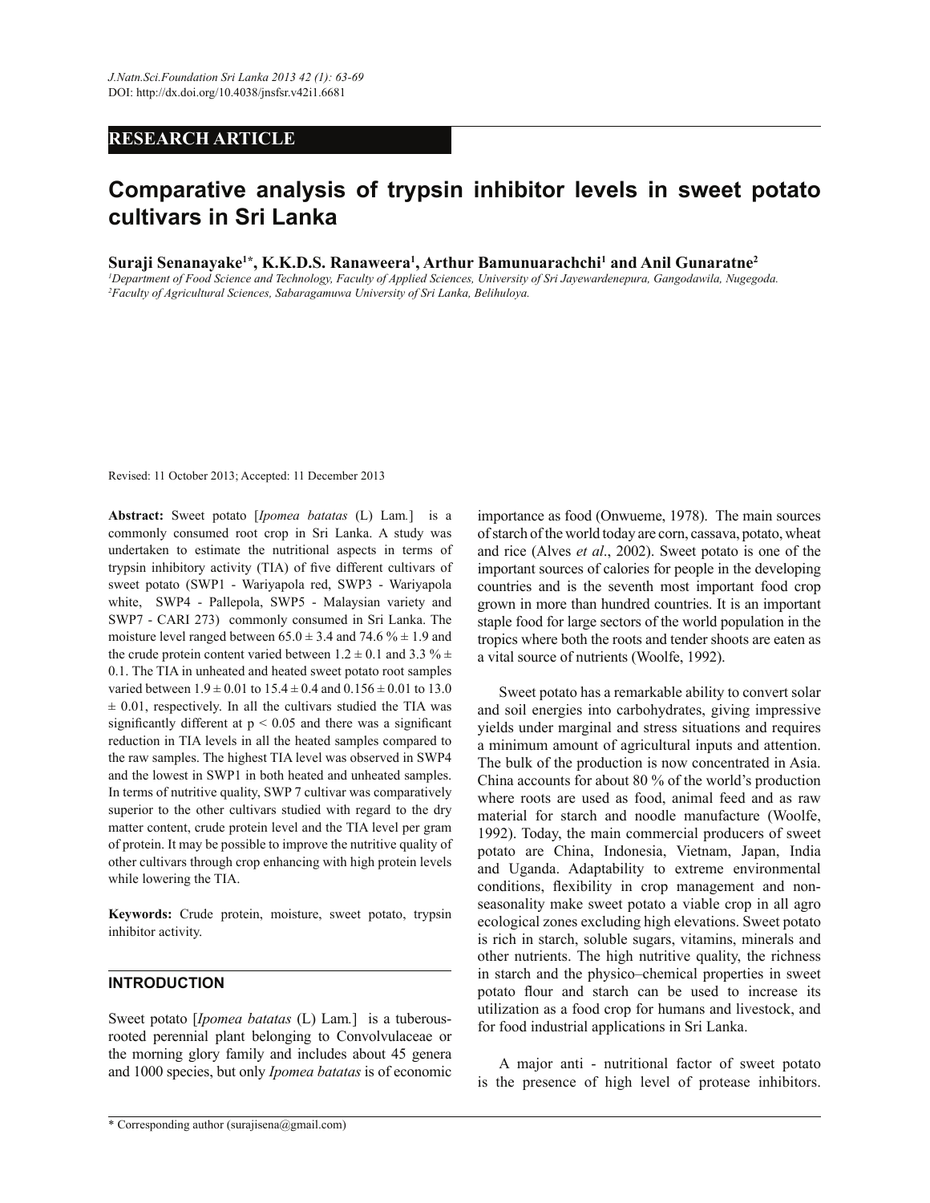RESEARCH ARTICLE

# Comparative analysis of trypsin inhibitor levels in sweet potato cultivars in Sri Lanka

**Suraji Senanayake[1*], K.K.D.S. Ranaweera[1], Arthur Bamunuarachchi[1] and Anil Gunaratne[2]**

[1] *Department of Food Science and Technology, Faculty of Applied Sciences, University of Sri Jayewardenepura, Gangodawila, Nugegoda.*
[2] *Faculty of Agricultural Sciences, Sabaragamuwa University of Sri Lanka, Belihuloya.*

Revised: 11 October 2013; Accepted: 11 December 2013

**Abstract:** Sweet potato [*Ipomea batatas* (L) Lam.] is a commonly consumed root crop in Sri Lanka. A study was undertaken to estimate the nutritional aspects in terms of trypsin inhibitory activity (TIA) of five different cultivars of sweet potato (SWP1 - Wariyapola red, SWP3 - Wariyapola white, SWP4 - Pallepola, SWP5 - Malaysian variety and SWP7 - CARI 273) commonly consumed in Sri Lanka. The moisture level ranged between $65.0 \pm 3.4$ and $74.6 \% \pm 1.9$ and the crude protein content varied between $1.2 \pm 0.1$ and $3.3 \% \pm 0.1$. The TIA in unheated and heated sweet potato root samples varied between $1.9 \pm 0.01$ to $15.4 \pm 0.4$ and $0.156 \pm 0.01$ to $13.0 \pm 0.01$, respectively. In all the cultivars studied the TIA was significantly different at $p < 0.05$ and there was a significant reduction in TIA levels in all the heated samples compared to the raw samples. The highest TIA level was observed in SWP4 and the lowest in SWP1 in both heated and unheated samples. In terms of nutritive quality, SWP 7 cultivar was comparatively superior to the other cultivars studied with regard to the dry matter content, crude protein level and the TIA level per gram of protein. It may be possible to improve the nutritive quality of other cultivars through crop enhancing with high protein levels while lowering the TIA.

**Keywords:** Crude protein, moisture, sweet potato, trypsin inhibitor activity.

## INTRODUCTION

Sweet potato [*Ipomea batatas* (L) Lam.] is a tuberous-rooted perennial plant belonging to Convolvulaceae or the morning glory family and includes about 45 genera and 1000 species, but only *Ipomea batatas* is of economic importance as food (Onwueme, 1978). The main sources of starch of the world today are corn, cassava, potato, wheat and rice (Alves *et al*., 2002). Sweet potato is one of the important sources of calories for people in the developing countries and is the seventh most important food crop grown in more than hundred countries. It is an important staple food for large sectors of the world population in the tropics where both the roots and tender shoots are eaten as a vital source of nutrients (Woolfe, 1992).

Sweet potato has a remarkable ability to convert solar and soil energies into carbohydrates, giving impressive yields under marginal and stress situations and requires a minimum amount of agricultural inputs and attention. The bulk of the production is now concentrated in Asia. China accounts for about 80 % of the world's production where roots are used as food, animal feed and as raw material for starch and noodle manufacture (Woolfe, 1992). Today, the main commercial producers of sweet potato are China, Indonesia, Vietnam, Japan, India and Uganda. Adaptability to extreme environmental conditions, flexibility in crop management and non-seasonality make sweet potato a viable crop in all agro ecological zones excluding high elevations. Sweet potato is rich in starch, soluble sugars, vitamins, minerals and other nutrients. The high nutritive quality, the richness in starch and the physico–chemical properties in sweet potato flour and starch can be used to increase its utilization as a food crop for humans and livestock, and for food industrial applications in Sri Lanka.

A major anti - nutritional factor of sweet potato is the presence of high level of protease inhibitors.

* Corresponding author (surajisena@gmail.com)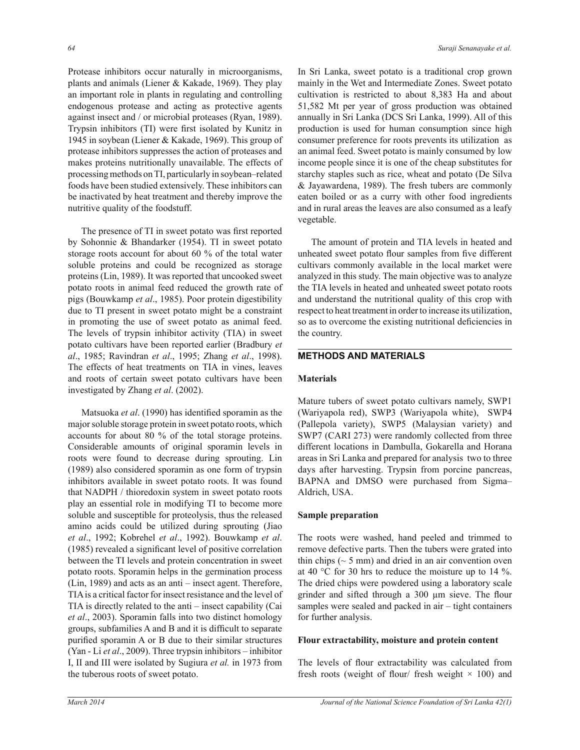Protease inhibitors occur naturally in microorganisms, plants and animals (Liener & Kakade, 1969). They play an important role in plants in regulating and controlling endogenous protease and acting as protective agents against insect and / or microbial proteases (Ryan, 1989). Trypsin inhibitors (TI) were first isolated by Kunitz in 1945 in soybean (Liener & Kakade, 1969). This group of protease inhibitors suppresses the action of proteases and makes proteins nutritionally unavailable. The effects of processing methods on TI, particularly in soybean–related foods have been studied extensively. These inhibitors can be inactivated by heat treatment and thereby improve the nutritive quality of the foodstuff.

The presence of TI in sweet potato was first reported by Sohonnie & Bhandarker (1954). TI in sweet potato storage roots account for about 60 % of the total water soluble proteins and could be recognized as storage proteins (Lin, 1989). It was reported that uncooked sweet potato roots in animal feed reduced the growth rate of pigs (Bouwkamp *et al*., 1985). Poor protein digestibility due to TI present in sweet potato might be a constraint in promoting the use of sweet potato as animal feed. The levels of trypsin inhibitor activity (TIA) in sweet potato cultivars have been reported earlier (Bradbury *et al*., 1985; Ravindran *et al*., 1995; Zhang *et al*., 1998). The effects of heat treatments on TIA in vines, leaves and roots of certain sweet potato cultivars have been investigated by Zhang *et al*. (2002).

Matsuoka *et al*. (1990) has identified sporamin as the major soluble storage protein in sweet potato roots, which accounts for about 80 % of the total storage proteins. Considerable amounts of original sporamin levels in roots were found to decrease during sprouting. Lin (1989) also considered sporamin as one form of trypsin inhibitors available in sweet potato roots. It was found that NADPH / thioredoxin system in sweet potato roots play an essential role in modifying TI to become more soluble and susceptible for proteolysis, thus the released amino acids could be utilized during sprouting (Jiao *et al*., 1992; Kobrehel *et al*., 1992). Bouwkamp *et al*. (1985) revealed a significant level of positive correlation between the TI levels and protein concentration in sweet potato roots. Sporamin helps in the germination process (Lin, 1989) and acts as an anti – insect agent. Therefore, TIA is a critical factor for insect resistance and the level of TIA is directly related to the anti – insect capability (Cai *et al*., 2003). Sporamin falls into two distinct homology groups, subfamilies A and B and it is difficult to separate purified sporamin A or B due to their similar structures (Yan - Li *et al*., 2009). Three trypsin inhibitors – inhibitor I, II and III were isolated by Sugiura *et al.* in 1973 from the tuberous roots of sweet potato.

In Sri Lanka, sweet potato is a traditional crop grown mainly in the Wet and Intermediate Zones. Sweet potato cultivation is restricted to about 8,383 Ha and about 51,582 Mt per year of gross production was obtained annually in Sri Lanka (DCS Sri Lanka, 1999). All of this production is used for human consumption since high consumer preference for roots prevents its utilization as an animal feed. Sweet potato is mainly consumed by low income people since it is one of the cheap substitutes for starchy staples such as rice, wheat and potato (De Silva & Jayawardena, 1989). The fresh tubers are commonly eaten boiled or as a curry with other food ingredients and in rural areas the leaves are also consumed as a leafy vegetable.

The amount of protein and TIA levels in heated and unheated sweet potato flour samples from five different cultivars commonly available in the local market were analyzed in this study. The main objective was to analyze the TIA levels in heated and unheated sweet potato roots and understand the nutritional quality of this crop with respect to heat treatment in order to increase its utilization, so as to overcome the existing nutritional deficiencies in the country.

## METHODS AND MATERIALS

### Materials

Mature tubers of sweet potato cultivars namely, SWP1 (Wariyapola red), SWP3 (Wariyapola white), SWP4 (Pallepola variety), SWP5 (Malaysian variety) and SWP7 (CARI 273) were randomly collected from three different locations in Dambulla, Gokarella and Horana areas in Sri Lanka and prepared for analysis two to three days after harvesting. Trypsin from porcine pancreas, BAPNA and DMSO were purchased from Sigma–Aldrich, USA.

### Sample preparation

The roots were washed, hand peeled and trimmed to remove defective parts. Then the tubers were grated into thin chips (~ 5 mm) and dried in an air convention oven at 40 °C for 30 hrs to reduce the moisture up to 14 %. The dried chips were powdered using a laboratory scale grinder and sifted through a 300 µm sieve. The flour samples were sealed and packed in air – tight containers for further analysis.

### Flour extractability, moisture and protein content

The levels of flour extractability was calculated from fresh roots (weight of flour/ fresh weight × 100) and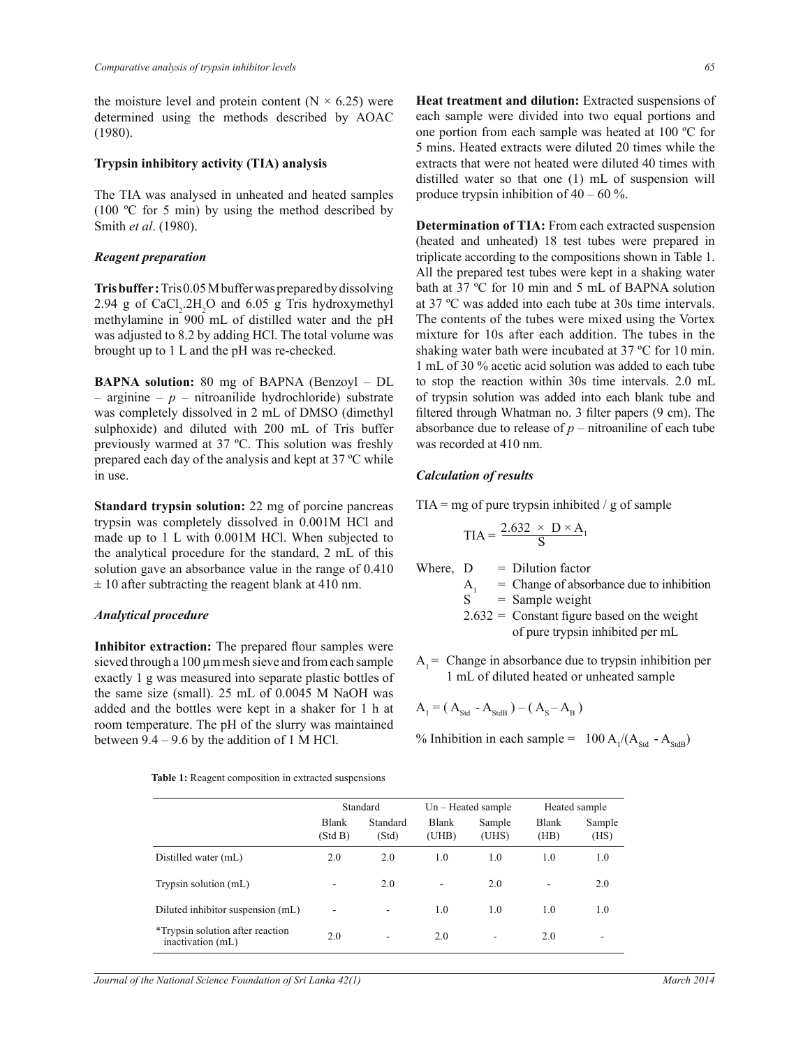the moisture level and protein content (N × 6.25) were determined using the methods described by AOAC (1980).

**Trypsin inhibitory activity (TIA) analysis**

The TIA was analysed in unheated and heated samples (100 ºC for 5 min) by using the method described by Smith *et al*. (1980).

***Reagent preparation***

**Tris buffer:** Tris 0.05 M buffer was prepared by dissolving 2.94 g of $CaCl_2.2H_2O$ and 6.05 g Tris hydroxymethyl methylamine in 900 mL of distilled water and the pH was adjusted to 8.2 by adding HCl. The total volume was brought up to 1 L and the pH was re-checked.

**BAPNA solution:** 80 mg of BAPNA (Benzoyl – DL – arginine – *p* – nitroanilide hydrochloride) substrate was completely dissolved in 2 mL of DMSO (dimethyl sulphoxide) and diluted with 200 mL of Tris buffer previously warmed at 37 ºC. This solution was freshly prepared each day of the analysis and kept at 37 ºC while in use.

**Standard trypsin solution:** 22 mg of porcine pancreas trypsin was completely dissolved in 0.001M HCl and made up to 1 L with 0.001M HCl. When subjected to the analytical procedure for the standard, 2 mL of this solution gave an absorbance value in the range of 0.410 ± 10 after subtracting the reagent blank at 410 nm.

***Analytical procedure***

**Inhibitor extraction:** The prepared flour samples were sieved through a 100 µm mesh sieve and from each sample exactly 1 g was measured into separate plastic bottles of the same size (small). 25 mL of 0.0045 M NaOH was added and the bottles were kept in a shaker for 1 h at room temperature. The pH of the slurry was maintained between 9.4 – 9.6 by the addition of 1 M HCl.

**Heat treatment and dilution:** Extracted suspensions of each sample were divided into two equal portions and one portion from each sample was heated at 100 ºC for 5 mins. Heated extracts were diluted 20 times while the extracts that were not heated were diluted 40 times with distilled water so that one (1) mL of suspension will produce trypsin inhibition of 40 – 60 %.

**Determination of TIA:** From each extracted suspension (heated and unheated) 18 test tubes were prepared in triplicate according to the compositions shown in Table 1. All the prepared test tubes were kept in a shaking water bath at 37 ºC for 10 min and 5 mL of BAPNA solution at 37 ºC was added into each tube at 30s time intervals. The contents of the tubes were mixed using the Vortex mixture for 10s after each addition. The tubes in the shaking water bath were incubated at 37 ºC for 10 min. 1 mL of 30 % acetic acid solution was added to each tube to stop the reaction within 30s time intervals. 2.0 mL of trypsin solution was added into each blank tube and filtered through Whatman no. 3 filter papers (9 cm). The absorbance due to release of *p* – nitroaniline of each tube was recorded at 410 nm.

***Calculation of results***

TIA = mg of pure trypsin inhibited / g of sample

$$\text{TIA} = \frac{2.632 \times D \times A_1}{S}$$

Where, D = Dilution factor

$A_1$ = Change of absorbance due to inhibition

S = Sample weight

2.632 = Constant figure based on the weight of pure trypsin inhibited per mL

$A_1$ = Change in absorbance due to trypsin inhibition per 1 mL of diluted heated or unheated sample

$$A_1 = (A_{Std} - A_{StdB}) - (A_S - A_B)$$

$$\text{\% Inhibition in each sample} = 100\, A_1/(A_{Std} - A_{StdB})$$

**Table 1:** Reagent composition in extracted suspensions

| | Standard | | Un – Heated sample | | Heated sample | |
|---|---|---|---|---|---|---|
| | Blank (Std B) | Standard (Std) | Blank (UHB) | Sample (UHS) | Blank (HB) | Sample (HS) |
| Distilled water (mL) | 2.0 | 2.0 | 1.0 | 1.0 | 1.0 | 1.0 |
| Trypsin solution (mL) | - | 2.0 | - | 2.0 | - | 2.0 |
| Diluted inhibitor suspension (mL) | - | - | 1.0 | 1.0 | 1.0 | 1.0 |
| *Trypsin solution after reaction inactivation (mL) | 2.0 | - | 2.0 | - | 2.0 | - |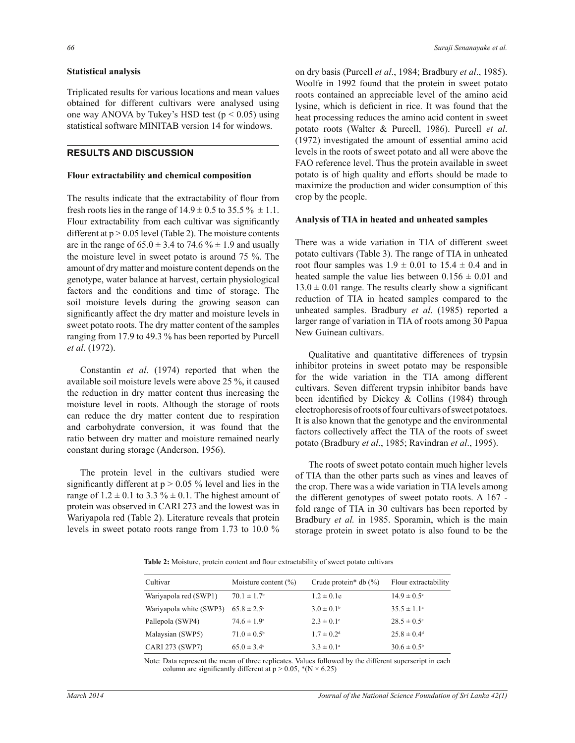### Statistical analysis

Triplicated results for various locations and mean values obtained for different cultivars were analysed using one way ANOVA by Tukey's HSD test ($p < 0.05$) using statistical software MINITAB version 14 for windows.

## RESULTS AND DISCUSSION

### Flour extractability and chemical composition

The results indicate that the extractability of flour from fresh roots lies in the range of $14.9 \pm 0.5$ to $35.5$ % $\pm 1.1$. Flour extractability from each cultivar was significantly different at $p > 0.05$ level (Table 2). The moisture contents are in the range of $65.0 \pm 3.4$ to $74.6$ % $\pm 1.9$ and usually the moisture level in sweet potato is around 75 %. The amount of dry matter and moisture content depends on the genotype, water balance at harvest, certain physiological factors and the conditions and time of storage. The soil moisture levels during the growing season can significantly affect the dry matter and moisture levels in sweet potato roots. The dry matter content of the samples ranging from 17.9 to 49.3 % has been reported by Purcell *et al*. (1972).

Constantin *et al*. (1974) reported that when the available soil moisture levels were above 25 %, it caused the reduction in dry matter content thus increasing the moisture level in roots. Although the storage of roots can reduce the dry matter content due to respiration and carbohydrate conversion, it was found that the ratio between dry matter and moisture remained nearly constant during storage (Anderson, 1956).

The protein level in the cultivars studied were significantly different at $p > 0.05$ % level and lies in the range of $1.2 \pm 0.1$ to $3.3$ % $\pm 0.1$. The highest amount of protein was observed in CARI 273 and the lowest was in Wariyapola red (Table 2). Literature reveals that protein levels in sweet potato roots range from 1.73 to 10.0 % on dry basis (Purcell *et al*., 1984; Bradbury *et al*., 1985). Woolfe in 1992 found that the protein in sweet potato roots contained an appreciable level of the amino acid lysine, which is deficient in rice. It was found that the heat processing reduces the amino acid content in sweet potato roots (Walter & Purcell, 1986). Purcell *et al*. (1972) investigated the amount of essential amino acid levels in the roots of sweet potato and all were above the FAO reference level. Thus the protein available in sweet potato is of high quality and efforts should be made to maximize the production and wider consumption of this crop by the people.

### Analysis of TIA in heated and unheated samples

There was a wide variation in TIA of different sweet potato cultivars (Table 3). The range of TIA in unheated root flour samples was $1.9 \pm 0.01$ to $15.4 \pm 0.4$ and in heated sample the value lies between $0.156 \pm 0.01$ and $13.0 \pm 0.01$ range. The results clearly show a significant reduction of TIA in heated samples compared to the unheated samples. Bradbury *et al*. (1985) reported a larger range of variation in TIA of roots among 30 Papua New Guinean cultivars.

Qualitative and quantitative differences of trypsin inhibitor proteins in sweet potato may be responsible for the wide variation in the TIA among different cultivars. Seven different trypsin inhibitor bands have been identified by Dickey & Collins (1984) through electrophoresis of roots of four cultivars of sweet potatoes. It is also known that the genotype and the environmental factors collectively affect the TIA of the roots of sweet potato (Bradbury *et al*., 1985; Ravindran *et al*., 1995).

The roots of sweet potato contain much higher levels of TIA than the other parts such as vines and leaves of the crop. There was a wide variation in TIA levels among the different genotypes of sweet potato roots. A 167 - fold range of TIA in 30 cultivars has been reported by Bradbury *et al.* in 1985. Sporamin, which is the main storage protein in sweet potato is also found to be the

**Table 2:** Moisture, protein content and flour extractability of sweet potato cultivars

| Cultivar | Moisture content (%) | Crude protein* db (%) | Flour extractability |
|---|---|---|---|
| Wariyapola red (SWP1) | $70.1 \pm 1.7^b$ | $1.2 \pm 0.1$e | $14.9 \pm 0.5^e$ |
| Wariyapola white (SWP3) | $65.8 \pm 2.5^c$ | $3.0 \pm 0.1^b$ | $35.5 \pm 1.1^a$ |
| Pallepola (SWP4) | $74.6 \pm 1.9^a$ | $2.3 \pm 0.1^c$ | $28.5 \pm 0.5^c$ |
| Malaysian (SWP5) | $71.0 \pm 0.5^b$ | $1.7 \pm 0.2^d$ | $25.8 \pm 0.4^d$ |
| CARI 273 (SWP7) | $65.0 \pm 3.4^c$ | $3.3 \pm 0.1^a$ | $30.6 \pm 0.5^b$ |

Note: Data represent the mean of three replicates. Values followed by the different superscript in each column are significantly different at $p > 0.05$, *($N \times 6.25$)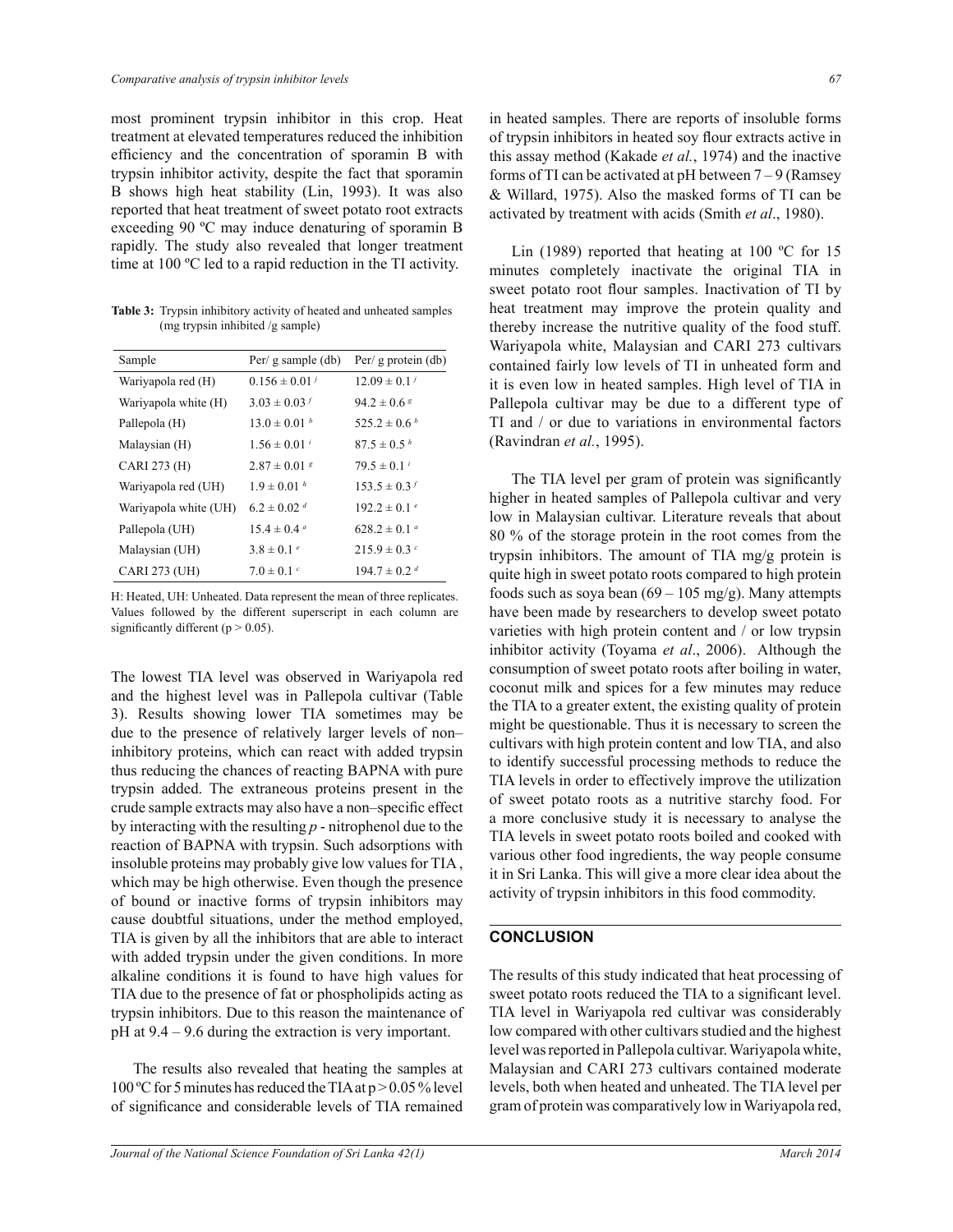most prominent trypsin inhibitor in this crop. Heat treatment at elevated temperatures reduced the inhibition efficiency and the concentration of sporamin B with trypsin inhibitor activity, despite the fact that sporamin B shows high heat stability (Lin, 1993). It was also reported that heat treatment of sweet potato root extracts exceeding 90 ºC may induce denaturing of sporamin B rapidly. The study also revealed that longer treatment time at 100 ºC led to a rapid reduction in the TI activity.

**Table 3:** Trypsin inhibitory activity of heated and unheated samples (mg trypsin inhibited /g sample)

| Sample | Per/ g sample (db) | Per/ g protein (db) |
|---|---|---|
| Wariyapola red (H) | $0.156 \pm 0.01^{j}$ | $12.09 \pm 0.1^{j}$ |
| Wariyapola white (H) | $3.03 \pm 0.03^{f}$ | $94.2 \pm 0.6^{g}$ |
| Pallepola (H) | $13.0 \pm 0.01^{b}$ | $525.2 \pm 0.6^{b}$ |
| Malaysian (H) | $1.56 \pm 0.01^{i}$ | $87.5 \pm 0.5^{h}$ |
| CARI 273 (H) | $2.87 \pm 0.01^{g}$ | $79.5 \pm 0.1^{i}$ |
| Wariyapola red (UH) | $1.9 \pm 0.01^{h}$ | $153.5 \pm 0.3^{f}$ |
| Wariyapola white (UH) | $6.2 \pm 0.02^{d}$ | $192.2 \pm 0.1^{e}$ |
| Pallepola (UH) | $15.4 \pm 0.4^{a}$ | $628.2 \pm 0.1^{a}$ |
| Malaysian (UH) | $3.8 \pm 0.1^{e}$ | $215.9 \pm 0.3^{c}$ |
| CARI 273 (UH) | $7.0 \pm 0.1^{c}$ | $194.7 \pm 0.2^{d}$ |

H: Heated, UH: Unheated. Data represent the mean of three replicates. Values followed by the different superscript in each column are significantly different ($p > 0.05$).

The lowest TIA level was observed in Wariyapola red and the highest level was in Pallepola cultivar (Table 3). Results showing lower TIA sometimes may be due to the presence of relatively larger levels of non–inhibitory proteins, which can react with added trypsin thus reducing the chances of reacting BAPNA with pure trypsin added. The extraneous proteins present in the crude sample extracts may also have a non–specific effect by interacting with the resulting *p* - nitrophenol due to the reaction of BAPNA with trypsin. Such adsorptions with insoluble proteins may probably give low values for TIA, which may be high otherwise. Even though the presence of bound or inactive forms of trypsin inhibitors may cause doubtful situations, under the method employed, TIA is given by all the inhibitors that are able to interact with added trypsin under the given conditions. In more alkaline conditions it is found to have high values for TIA due to the presence of fat or phospholipids acting as trypsin inhibitors. Due to this reason the maintenance of pH at 9.4 – 9.6 during the extraction is very important.

The results also revealed that heating the samples at 100 ºC for 5 minutes has reduced the TIA at $p > 0.05$ % level of significance and considerable levels of TIA remained in heated samples. There are reports of insoluble forms of trypsin inhibitors in heated soy flour extracts active in this assay method (Kakade *et al.*, 1974) and the inactive forms of TI can be activated at pH between 7 – 9 (Ramsey & Willard, 1975). Also the masked forms of TI can be activated by treatment with acids (Smith *et al*., 1980).

Lin (1989) reported that heating at 100 ºC for 15 minutes completely inactivate the original TIA in sweet potato root flour samples. Inactivation of TI by heat treatment may improve the protein quality and thereby increase the nutritive quality of the food stuff. Wariyapola white, Malaysian and CARI 273 cultivars contained fairly low levels of TI in unheated form and it is even low in heated samples. High level of TIA in Pallepola cultivar may be due to a different type of TI and / or due to variations in environmental factors (Ravindran *et al.*, 1995).

The TIA level per gram of protein was significantly higher in heated samples of Pallepola cultivar and very low in Malaysian cultivar. Literature reveals that about 80 % of the storage protein in the root comes from the trypsin inhibitors. The amount of TIA mg/g protein is quite high in sweet potato roots compared to high protein foods such as soya bean (69 – 105 mg/g). Many attempts have been made by researchers to develop sweet potato varieties with high protein content and / or low trypsin inhibitor activity (Toyama *et al*., 2006). Although the consumption of sweet potato roots after boiling in water, coconut milk and spices for a few minutes may reduce the TIA to a greater extent, the existing quality of protein might be questionable. Thus it is necessary to screen the cultivars with high protein content and low TIA, and also to identify successful processing methods to reduce the TIA levels in order to effectively improve the utilization of sweet potato roots as a nutritive starchy food. For a more conclusive study it is necessary to analyse the TIA levels in sweet potato roots boiled and cooked with various other food ingredients, the way people consume it in Sri Lanka. This will give a more clear idea about the activity of trypsin inhibitors in this food commodity.

## CONCLUSION

The results of this study indicated that heat processing of sweet potato roots reduced the TIA to a significant level. TIA level in Wariyapola red cultivar was considerably low compared with other cultivars studied and the highest level was reported in Pallepola cultivar. Wariyapola white, Malaysian and CARI 273 cultivars contained moderate levels, both when heated and unheated. The TIA level per gram of protein was comparatively low in Wariyapola red,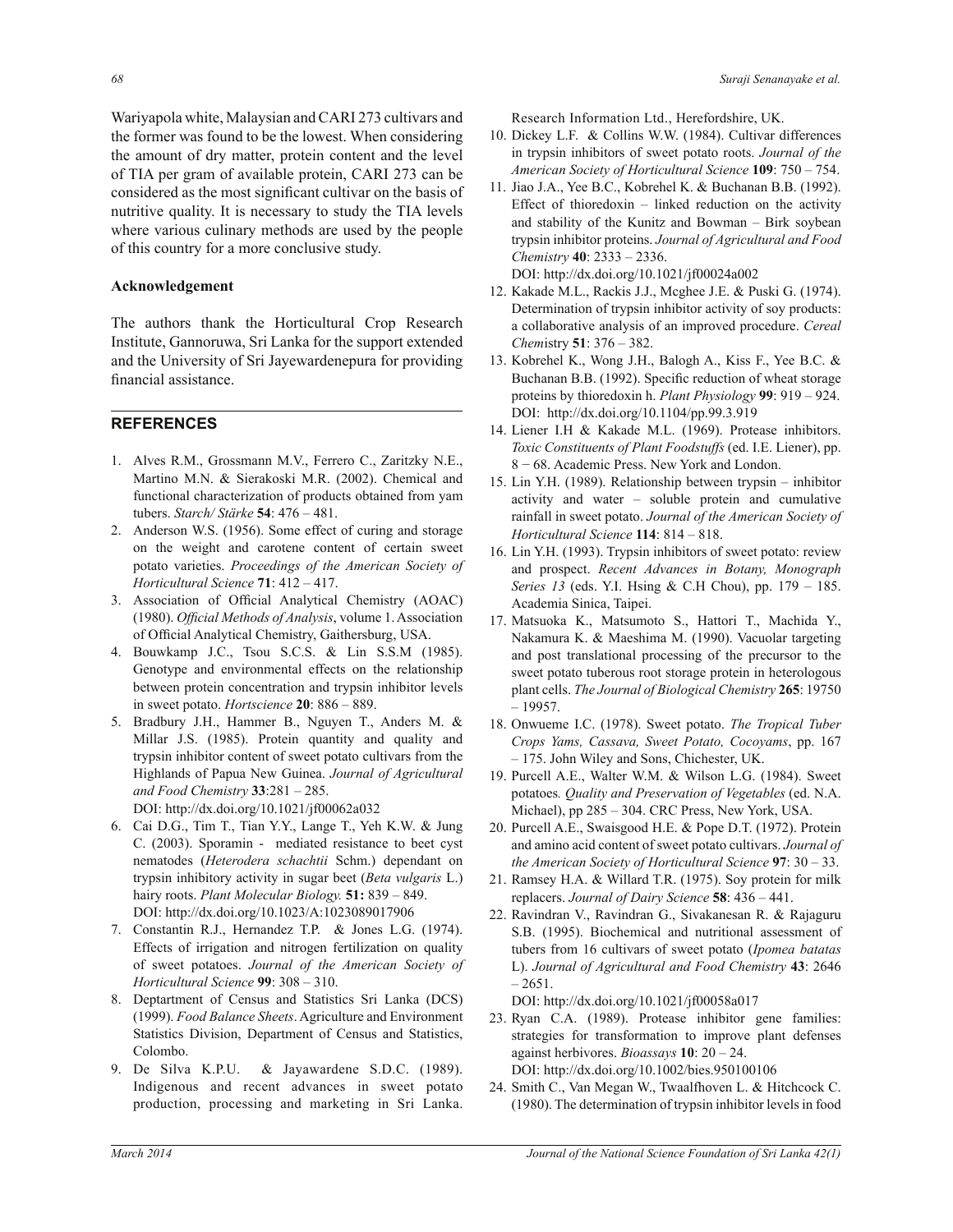Wariyapola white, Malaysian and CARI 273 cultivars and the former was found to be the lowest. When considering the amount of dry matter, protein content and the level of TIA per gram of available protein, CARI 273 can be considered as the most significant cultivar on the basis of nutritive quality. It is necessary to study the TIA levels where various culinary methods are used by the people of this country for a more conclusive study.

**Acknowledgement**

The authors thank the Horticultural Crop Research Institute, Gannoruwa, Sri Lanka for the support extended and the University of Sri Jayewardenepura for providing financial assistance.

## REFERENCES

1. Alves R.M., Grossmann M.V., Ferrero C., Zaritzky N.E., Martino M.N. & Sierakoski M.R. (2002). Chemical and functional characterization of products obtained from yam tubers. *Starch/ Stärke* **54**: 476 – 481.
2. Anderson W.S. (1956). Some effect of curing and storage on the weight and carotene content of certain sweet potato varieties. *Proceedings of the American Society of Horticultural Science* **71**: 412 – 417.
3. Association of Official Analytical Chemistry (AOAC) (1980). *Official Methods of Analysis*, volume 1. Association of Official Analytical Chemistry, Gaithersburg, USA.
4. Bouwkamp J.C., Tsou S.C.S. & Lin S.S.M (1985). Genotype and environmental effects on the relationship between protein concentration and trypsin inhibitor levels in sweet potato. *Hortscience* **20**: 886 – 889.
5. Bradbury J.H., Hammer B., Nguyen T., Anders M. & Millar J.S. (1985). Protein quantity and quality and trypsin inhibitor content of sweet potato cultivars from the Highlands of Papua New Guinea. *Journal of Agricultural and Food Chemistry* **33**:281 – 285.
   DOI: http://dx.doi.org/10.1021/jf00062a032
6. Cai D.G., Tim T., Tian Y.Y., Lange T., Yeh K.W. & Jung C. (2003). Sporamin - mediated resistance to beet cyst nematodes (*Heterodera schachtii* Schm.) dependant on trypsin inhibitory activity in sugar beet (*Beta vulgaris* L.) hairy roots. *Plant Molecular Biology.* **51:** 839 – 849.
   DOI: http://dx.doi.org/10.1023/A:1023089017906
7. Constantin R.J., Hernandez T.P. & Jones L.G. (1974). Effects of irrigation and nitrogen fertilization on quality of sweet potatoes. *Journal of the American Society of Horticultural Science* **99**: 308 – 310.
8. Deptartment of Census and Statistics Sri Lanka (DCS) (1999). *Food Balance Sheets*. Agriculture and Environment Statistics Division, Department of Census and Statistics, Colombo.
9. De Silva K.P.U. & Jayawardene S.D.C. (1989). Indigenous and recent advances in sweet potato production, processing and marketing in Sri Lanka. Research Information Ltd., Herefordshire, UK.
10. Dickey L.F. & Collins W.W. (1984). Cultivar differences in trypsin inhibitors of sweet potato roots. *Journal of the American Society of Horticultural Science* **109**: 750 – 754.
11. Jiao J.A., Yee B.C., Kobrehel K. & Buchanan B.B. (1992). Effect of thioredoxin – linked reduction on the activity and stability of the Kunitz and Bowman – Birk soybean trypsin inhibitor proteins. *Journal of Agricultural and Food Chemistry* **40**: 2333 – 2336.
    DOI: http://dx.doi.org/10.1021/jf00024a002
12. Kakade M.L., Rackis J.J., Mcghee J.E. & Puski G. (1974). Determination of trypsin inhibitor activity of soy products: a collaborative analysis of an improved procedure. *Cereal Chem*istry **51**: 376 – 382.
13. Kobrehel K., Wong J.H., Balogh A., Kiss F., Yee B.C. & Buchanan B.B. (1992). Specific reduction of wheat storage proteins by thioredoxin h. *Plant Physiology* **99**: 919 – 924.
    DOI: http://dx.doi.org/10.1104/pp.99.3.919
14. Liener I.H & Kakade M.L. (1969). Protease inhibitors. *Toxic Constituents of Plant Foodstuffs* (ed. I.E. Liener), pp. 8 – 68. Academic Press. New York and London.
15. Lin Y.H. (1989). Relationship between trypsin – inhibitor activity and water – soluble protein and cumulative rainfall in sweet potato. *Journal of the American Society of Horticultural Science* **114**: 814 – 818.
16. Lin Y.H. (1993). Trypsin inhibitors of sweet potato: review and prospect. *Recent Advances in Botany, Monograph Series 13* (eds. Y.I. Hsing & C.H Chou), pp. 179 – 185. Academia Sinica, Taipei.
17. Matsuoka K., Matsumoto S., Hattori T., Machida Y., Nakamura K. & Maeshima M. (1990). Vacuolar targeting and post translational processing of the precursor to the sweet potato tuberous root storage protein in heterologous plant cells. *The Journal of Biological Chemistry* **265**: 19750 – 19957.
18. Onwueme I.C. (1978). Sweet potato. *The Tropical Tuber Crops Yams, Cassava, Sweet Potato, Cocoyams*, pp. 167 – 175. John Wiley and Sons, Chichester, UK.
19. Purcell A.E., Walter W.M. & Wilson L.G. (1984). Sweet potatoes*. Quality and Preservation of Vegetables* (ed. N.A. Michael), pp 285 – 304. CRC Press, New York, USA.
20. Purcell A.E., Swaisgood H.E. & Pope D.T. (1972). Protein and amino acid content of sweet potato cultivars. *Journal of the American Society of Horticultural Science* **97**: 30 – 33.
21. Ramsey H.A. & Willard T.R. (1975). Soy protein for milk replacers. *Journal of Dairy Science* **58**: 436 – 441.
22. Ravindran V., Ravindran G., Sivakanesan R. & Rajaguru S.B. (1995). Biochemical and nutritional assessment of tubers from 16 cultivars of sweet potato (*Ipomea batatas* L). *Journal of Agricultural and Food Chemistry* **43**: 2646 – 2651.
    DOI: http://dx.doi.org/10.1021/jf00058a017
23. Ryan C.A. (1989). Protease inhibitor gene families: strategies for transformation to improve plant defenses against herbivores. *Bioassays* **10**: 20 – 24.
    DOI: http://dx.doi.org/10.1002/bies.950100106
24. Smith C., Van Megan W., Twaalfhoven L. & Hitchcock C. (1980). The determination of trypsin inhibitor levels in food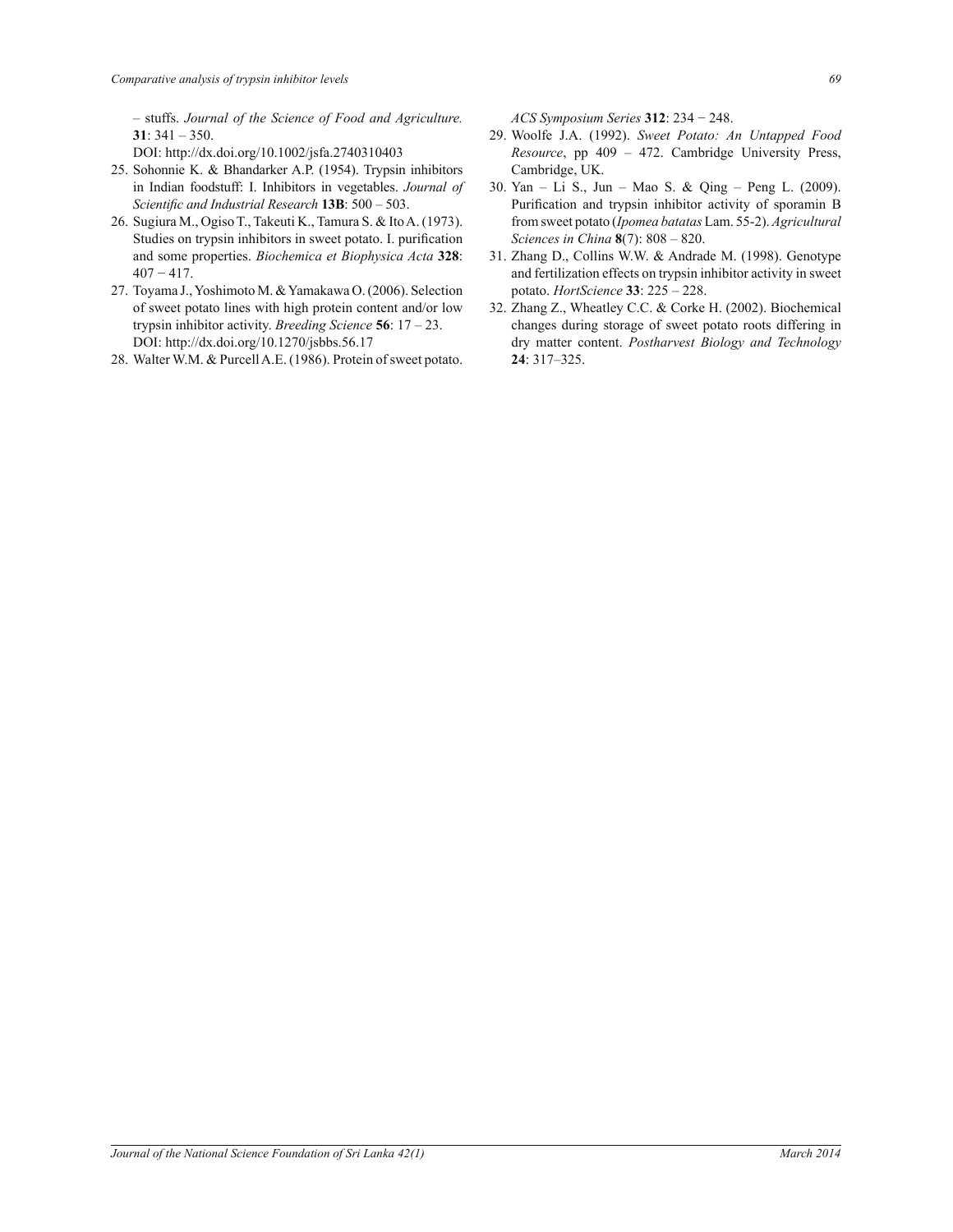– stuffs. *Journal of the Science of Food and Agriculture.* **31**: 341 – 350.
DOI: http://dx.doi.org/10.1002/jsfa.2740310403

25. Sohonnie K. & Bhandarker A.P. (1954). Trypsin inhibitors in Indian foodstuff: I. Inhibitors in vegetables. *Journal of Scientific and Industrial Research* **13B**: 500 – 503.
26. Sugiura M., Ogiso T., Takeuti K., Tamura S. & Ito A. (1973). Studies on trypsin inhibitors in sweet potato. I. purification and some properties. *Biochemica et Biophysica Acta* **328**: 407 − 417.
27. Toyama J., Yoshimoto M. & Yamakawa O. (2006). Selection of sweet potato lines with high protein content and/or low trypsin inhibitor activity. *Breeding Science* **56**: 17 – 23.
DOI: http://dx.doi.org/10.1270/jsbbs.56.17
28. Walter W.M. & Purcell A.E. (1986). Protein of sweet potato. *ACS Symposium Series* **312**: 234 − 248.
29. Woolfe J.A. (1992). *Sweet Potato: An Untapped Food Resource*, pp 409 – 472. Cambridge University Press, Cambridge, UK.
30. Yan – Li S., Jun – Mao S. & Qing – Peng L. (2009). Purification and trypsin inhibitor activity of sporamin B from sweet potato (*Ipomea batatas* Lam. 55-2). *Agricultural Sciences in China* **8**(7): 808 – 820.
31. Zhang D., Collins W.W. & Andrade M. (1998). Genotype and fertilization effects on trypsin inhibitor activity in sweet potato. *HortScience* **33**: 225 – 228.
32. Zhang Z., Wheatley C.C. & Corke H. (2002). Biochemical changes during storage of sweet potato roots differing in dry matter content. *Postharvest Biology and Technology* **24**: 317–325.